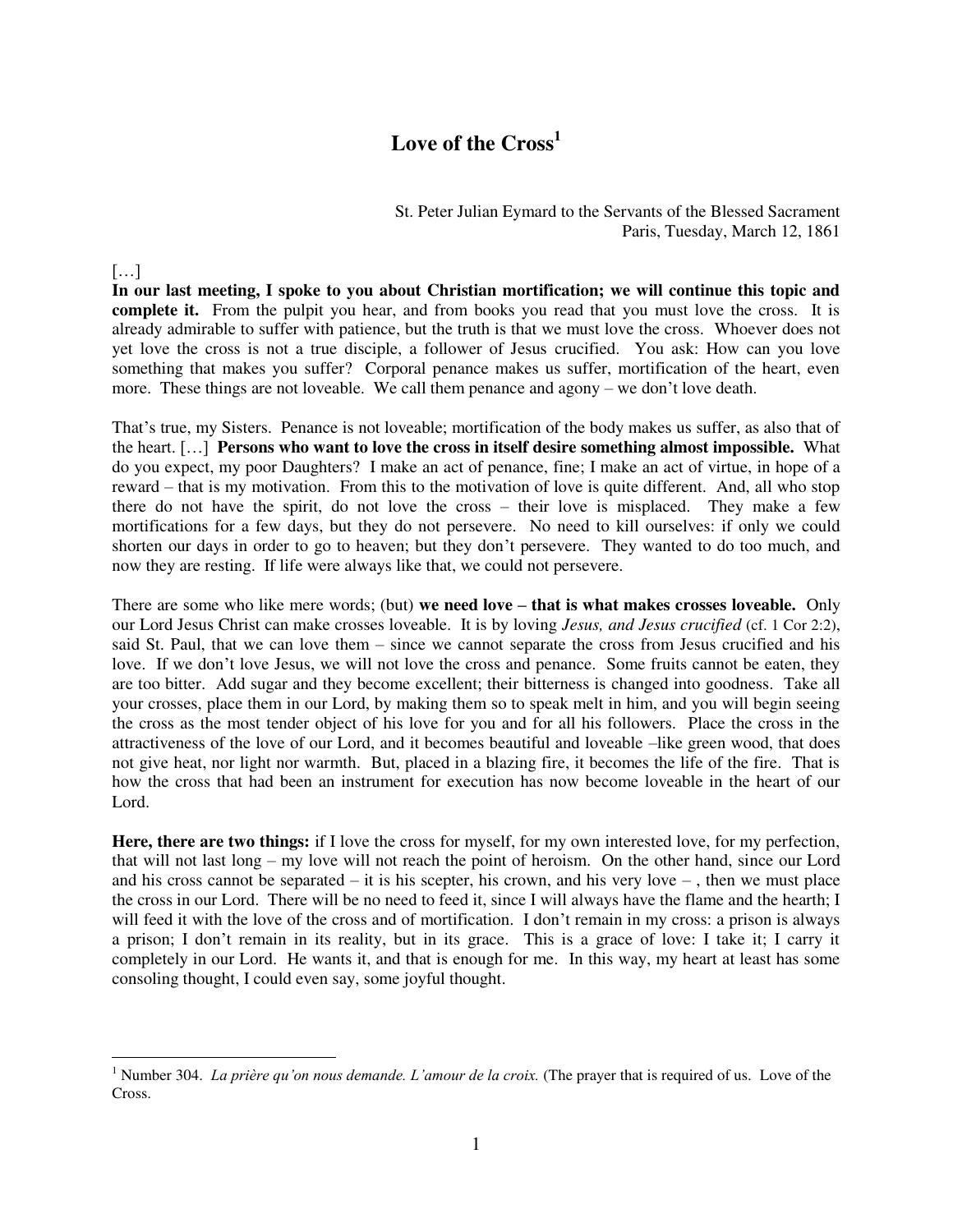# Love of the Cross[1]

St. Peter Julian Eymard to the Servants of the Blessed Sacrament
Paris, Tuesday, March 12, 1861

[…]

**In our last meeting, I spoke to you about Christian mortification; we will continue this topic and complete it.** From the pulpit you hear, and from books you read that you must love the cross. It is already admirable to suffer with patience, but the truth is that we must love the cross. Whoever does not yet love the cross is not a true disciple, a follower of Jesus crucified. You ask: How can you love something that makes you suffer? Corporal penance makes us suffer, mortification of the heart, even more. These things are not loveable. We call them penance and agony – we don't love death.

That's true, my Sisters. Penance is not loveable; mortification of the body makes us suffer, as also that of the heart. […] **Persons who want to love the cross in itself desire something almost impossible.** What do you expect, my poor Daughters? I make an act of penance, fine; I make an act of virtue, in hope of a reward – that is my motivation. From this to the motivation of love is quite different. And, all who stop there do not have the spirit, do not love the cross – their love is misplaced. They make a few mortifications for a few days, but they do not persevere. No need to kill ourselves: if only we could shorten our days in order to go to heaven; but they don't persevere. They wanted to do too much, and now they are resting. If life were always like that, we could not persevere.

There are some who like mere words; (but) **we need love – that is what makes crosses loveable.** Only our Lord Jesus Christ can make crosses loveable. It is by loving *Jesus, and Jesus crucified* (cf. 1 Cor 2:2), said St. Paul, that we can love them – since we cannot separate the cross from Jesus crucified and his love. If we don't love Jesus, we will not love the cross and penance. Some fruits cannot be eaten, they are too bitter. Add sugar and they become excellent; their bitterness is changed into goodness. Take all your crosses, place them in our Lord, by making them so to speak melt in him, and you will begin seeing the cross as the most tender object of his love for you and for all his followers. Place the cross in the attractiveness of the love of our Lord, and it becomes beautiful and loveable –like green wood, that does not give heat, nor light nor warmth. But, placed in a blazing fire, it becomes the life of the fire. That is how the cross that had been an instrument for execution has now become loveable in the heart of our Lord.

**Here, there are two things:** if I love the cross for myself, for my own interested love, for my perfection, that will not last long – my love will not reach the point of heroism. On the other hand, since our Lord and his cross cannot be separated – it is his scepter, his crown, and his very love – , then we must place the cross in our Lord. There will be no need to feed it, since I will always have the flame and the hearth; I will feed it with the love of the cross and of mortification. I don't remain in my cross: a prison is always a prison; I don't remain in its reality, but in its grace. This is a grace of love: I take it; I carry it completely in our Lord. He wants it, and that is enough for me. In this way, my heart at least has some consoling thought, I could even say, some joyful thought.

---

[1] Number 304. *La prière qu'on nous demande. L'amour de la croix.* (The prayer that is required of us. Love of the Cross.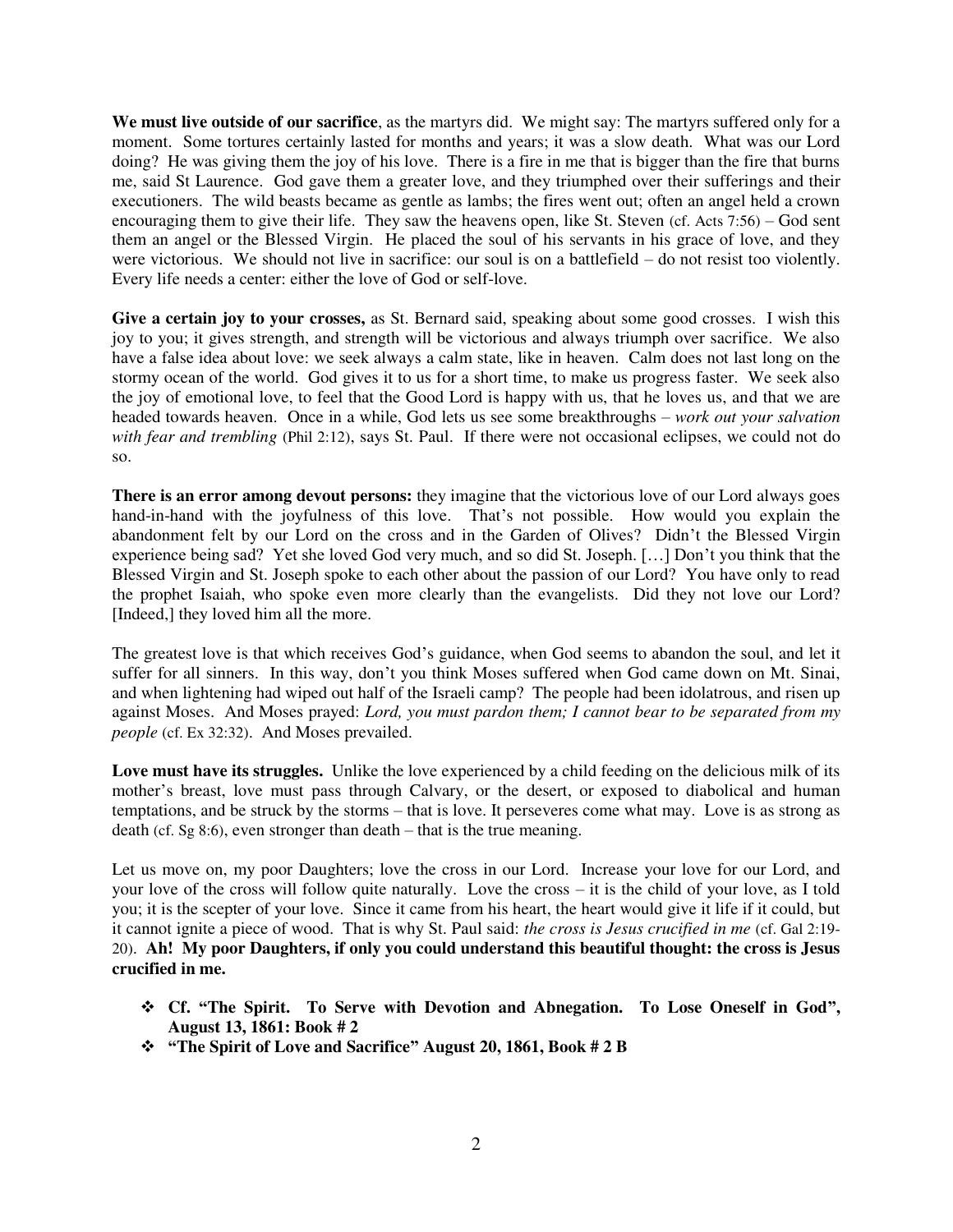**We must live outside of our sacrifice**, as the martyrs did. We might say: The martyrs suffered only for a moment. Some tortures certainly lasted for months and years; it was a slow death. What was our Lord doing? He was giving them the joy of his love. There is a fire in me that is bigger than the fire that burns me, said St Laurence. God gave them a greater love, and they triumphed over their sufferings and their executioners. The wild beasts became as gentle as lambs; the fires went out; often an angel held a crown encouraging them to give their life. They saw the heavens open, like St. Steven (cf. Acts 7:56) – God sent them an angel or the Blessed Virgin. He placed the soul of his servants in his grace of love, and they were victorious. We should not live in sacrifice: our soul is on a battlefield – do not resist too violently. Every life needs a center: either the love of God or self-love.

**Give a certain joy to your crosses,** as St. Bernard said, speaking about some good crosses. I wish this joy to you; it gives strength, and strength will be victorious and always triumph over sacrifice. We also have a false idea about love: we seek always a calm state, like in heaven. Calm does not last long on the stormy ocean of the world. God gives it to us for a short time, to make us progress faster. We seek also the joy of emotional love, to feel that the Good Lord is happy with us, that he loves us, and that we are headed towards heaven. Once in a while, God lets us see some breakthroughs – *work out your salvation with fear and trembling* (Phil 2:12), says St. Paul. If there were not occasional eclipses, we could not do so.

**There is an error among devout persons:** they imagine that the victorious love of our Lord always goes hand-in-hand with the joyfulness of this love. That's not possible. How would you explain the abandonment felt by our Lord on the cross and in the Garden of Olives? Didn't the Blessed Virgin experience being sad? Yet she loved God very much, and so did St. Joseph. […] Don't you think that the Blessed Virgin and St. Joseph spoke to each other about the passion of our Lord? You have only to read the prophet Isaiah, who spoke even more clearly than the evangelists. Did they not love our Lord? [Indeed,] they loved him all the more.

The greatest love is that which receives God's guidance, when God seems to abandon the soul, and let it suffer for all sinners. In this way, don't you think Moses suffered when God came down on Mt. Sinai, and when lightening had wiped out half of the Israeli camp? The people had been idolatrous, and risen up against Moses. And Moses prayed: *Lord, you must pardon them; I cannot bear to be separated from my people* (cf. Ex 32:32). And Moses prevailed.

**Love must have its struggles.** Unlike the love experienced by a child feeding on the delicious milk of its mother's breast, love must pass through Calvary, or the desert, or exposed to diabolical and human temptations, and be struck by the storms – that is love. It perseveres come what may. Love is as strong as death (cf. Sg 8:6), even stronger than death – that is the true meaning.

Let us move on, my poor Daughters; love the cross in our Lord. Increase your love for our Lord, and your love of the cross will follow quite naturally. Love the cross – it is the child of your love, as I told you; it is the scepter of your love. Since it came from his heart, the heart would give it life if it could, but it cannot ignite a piece of wood. That is why St. Paul said: *the cross is Jesus crucified in me* (cf. Gal 2:19-20). **Ah! My poor Daughters, if only you could understand this beautiful thought: the cross is Jesus crucified in me.**

- **Cf. "The Spirit. To Serve with Devotion and Abnegation. To Lose Oneself in God", August 13, 1861: Book # 2**
- **"The Spirit of Love and Sacrifice" August 20, 1861, Book # 2 B**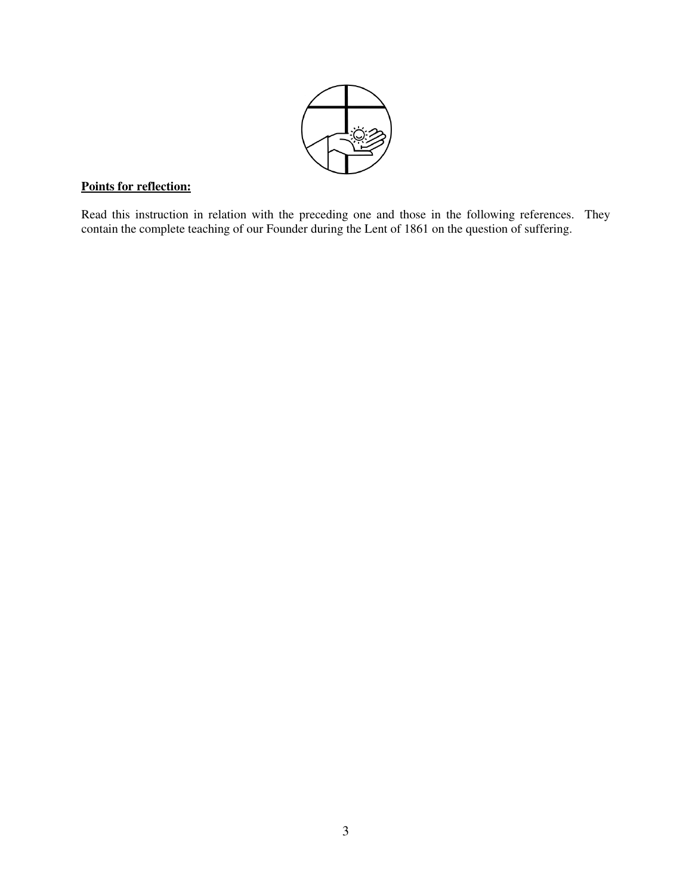**Points for reflection:**

Read this instruction in relation with the preceding one and those in the following references. They contain the complete teaching of our Founder during the Lent of 1861 on the question of suffering.